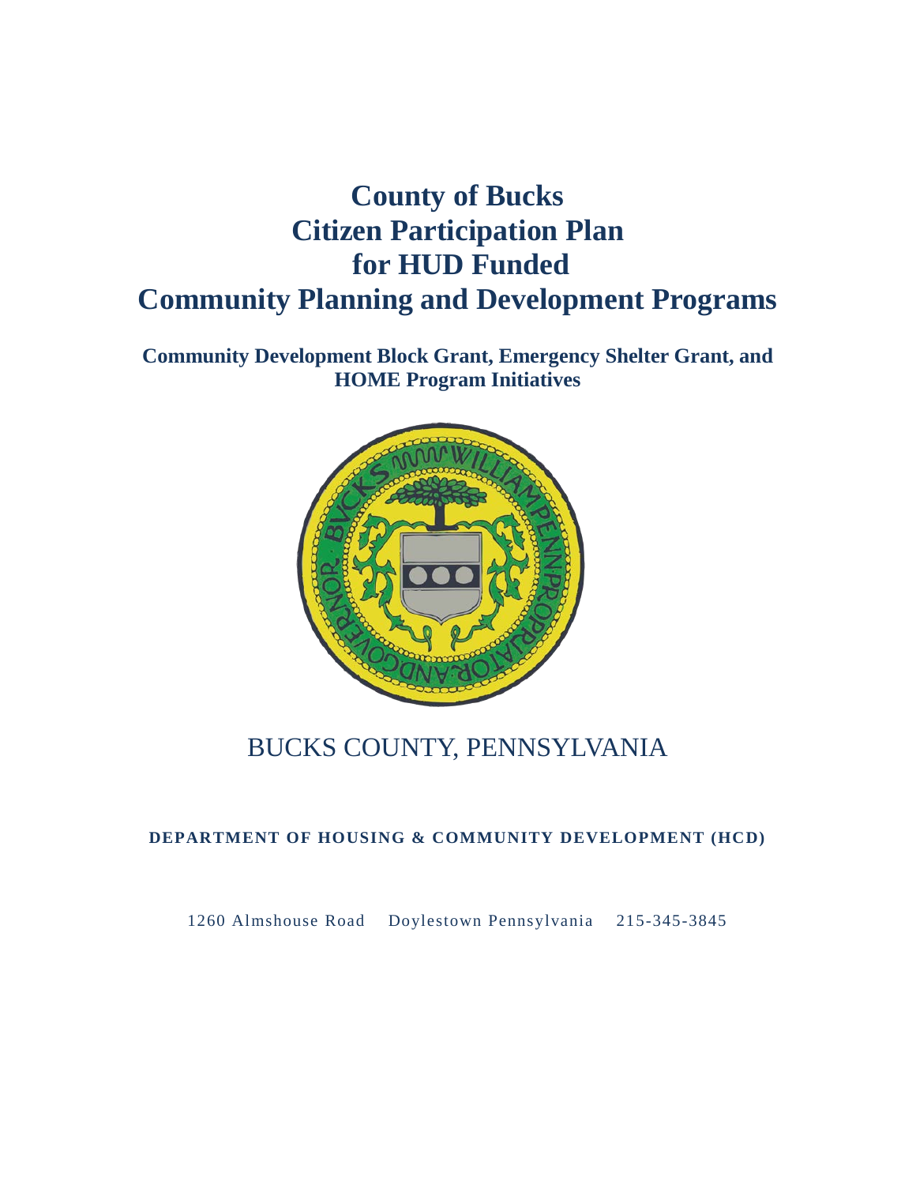# County of Bucks
# Citizen Participation Plan
# for HUD Funded
# Community Planning and Development Programs

**Community Development Block Grant, Emergency Shelter Grant, and HOME Program Initiatives**

BUCKS COUNTY, PENNSYLVANIA

**DEPARTMENT OF HOUSING & COMMUNITY DEVELOPMENT (HCD)**

1260 Almshouse Road   Doylestown Pennsylvania   215-345-3845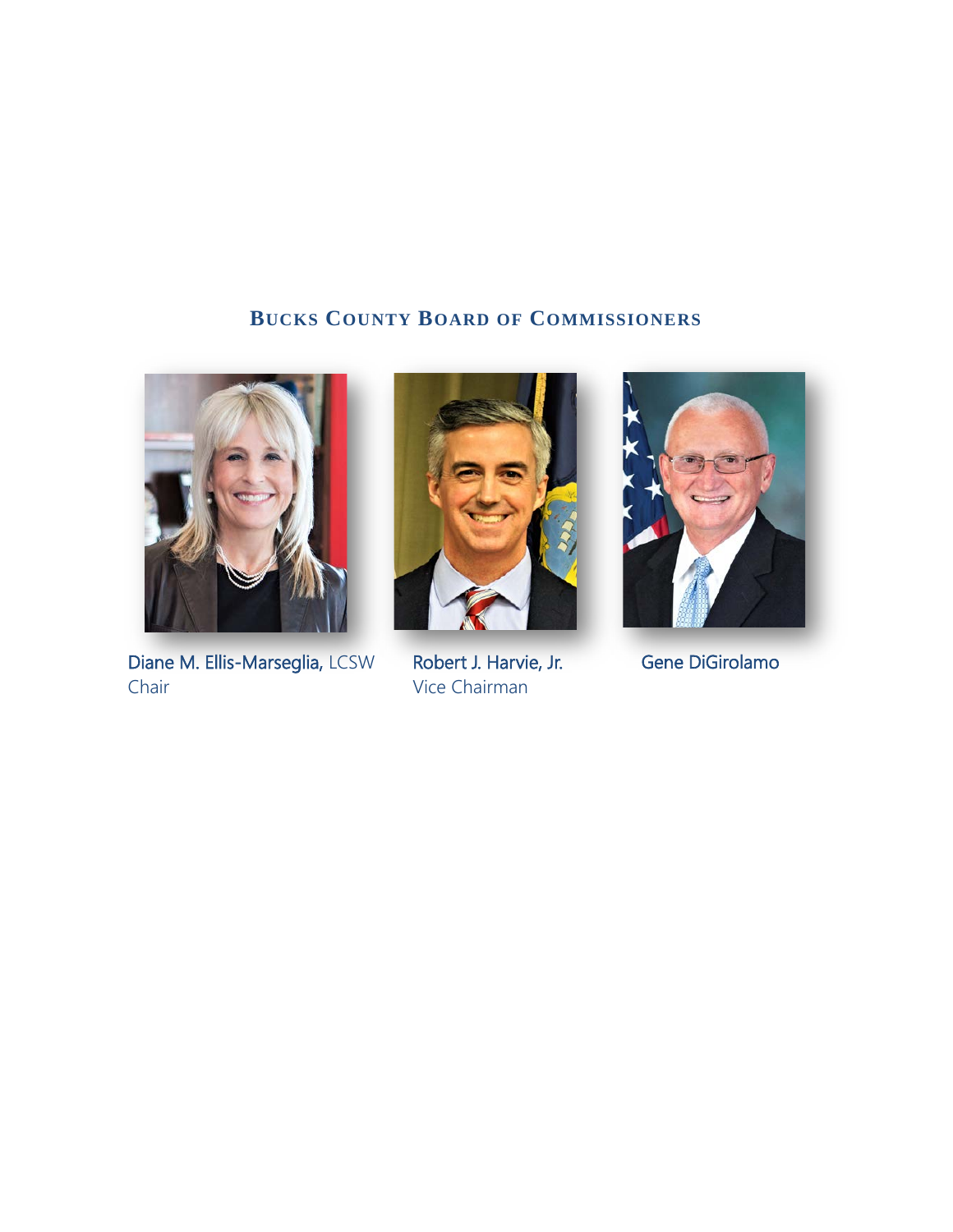## Bucks County Board of Commissioners

**Diane M. Ellis-Marseglia,** LCSW
Chair

**Robert J. Harvie, Jr.**
Vice Chairman

**Gene DiGirolamo**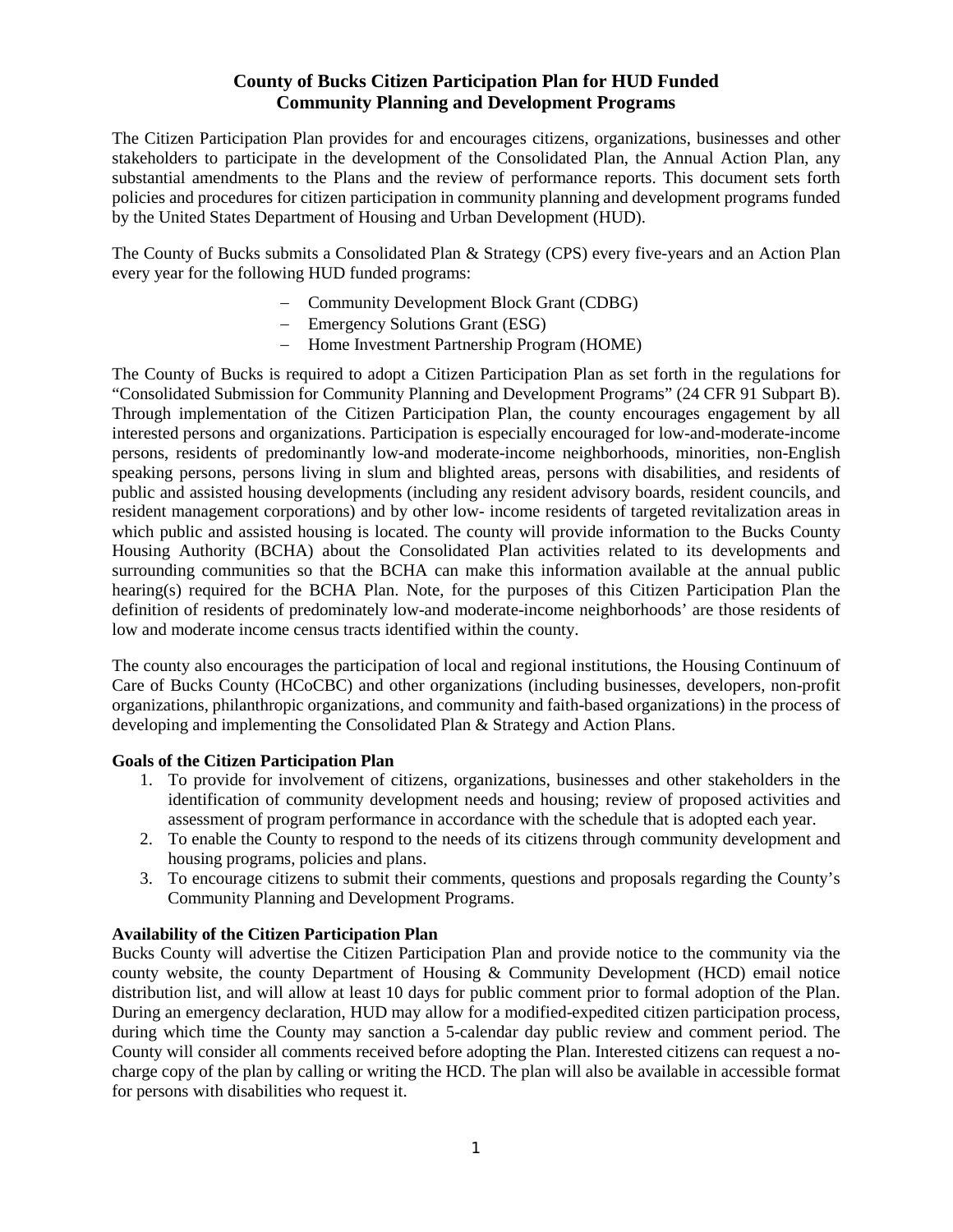# County of Bucks Citizen Participation Plan for HUD Funded Community Planning and Development Programs

The Citizen Participation Plan provides for and encourages citizens, organizations, businesses and other stakeholders to participate in the development of the Consolidated Plan, the Annual Action Plan, any substantial amendments to the Plans and the review of performance reports. This document sets forth policies and procedures for citizen participation in community planning and development programs funded by the United States Department of Housing and Urban Development (HUD).

The County of Bucks submits a Consolidated Plan & Strategy (CPS) every five-years and an Action Plan every year for the following HUD funded programs:

- Community Development Block Grant (CDBG)
- Emergency Solutions Grant (ESG)
- Home Investment Partnership Program (HOME)

The County of Bucks is required to adopt a Citizen Participation Plan as set forth in the regulations for "Consolidated Submission for Community Planning and Development Programs" (24 CFR 91 Subpart B). Through implementation of the Citizen Participation Plan, the county encourages engagement by all interested persons and organizations. Participation is especially encouraged for low-and-moderate-income persons, residents of predominantly low-and moderate-income neighborhoods, minorities, non-English speaking persons, persons living in slum and blighted areas, persons with disabilities, and residents of public and assisted housing developments (including any resident advisory boards, resident councils, and resident management corporations) and by other low- income residents of targeted revitalization areas in which public and assisted housing is located. The county will provide information to the Bucks County Housing Authority (BCHA) about the Consolidated Plan activities related to its developments and surrounding communities so that the BCHA can make this information available at the annual public hearing(s) required for the BCHA Plan. Note, for the purposes of this Citizen Participation Plan the definition of residents of predominately low-and moderate-income neighborhoods' are those residents of low and moderate income census tracts identified within the county.

The county also encourages the participation of local and regional institutions, the Housing Continuum of Care of Bucks County (HCoCBC) and other organizations (including businesses, developers, non-profit organizations, philanthropic organizations, and community and faith-based organizations) in the process of developing and implementing the Consolidated Plan & Strategy and Action Plans.

**Goals of the Citizen Participation Plan**

1. To provide for involvement of citizens, organizations, businesses and other stakeholders in the identification of community development needs and housing; review of proposed activities and assessment of program performance in accordance with the schedule that is adopted each year.
2. To enable the County to respond to the needs of its citizens through community development and housing programs, policies and plans.
3. To encourage citizens to submit their comments, questions and proposals regarding the County's Community Planning and Development Programs.

**Availability of the Citizen Participation Plan**

Bucks County will advertise the Citizen Participation Plan and provide notice to the community via the county website, the county Department of Housing & Community Development (HCD) email notice distribution list, and will allow at least 10 days for public comment prior to formal adoption of the Plan. During an emergency declaration, HUD may allow for a modified-expedited citizen participation process, during which time the County may sanction a 5-calendar day public review and comment period. The County will consider all comments received before adopting the Plan. Interested citizens can request a no-charge copy of the plan by calling or writing the HCD. The plan will also be available in accessible format for persons with disabilities who request it.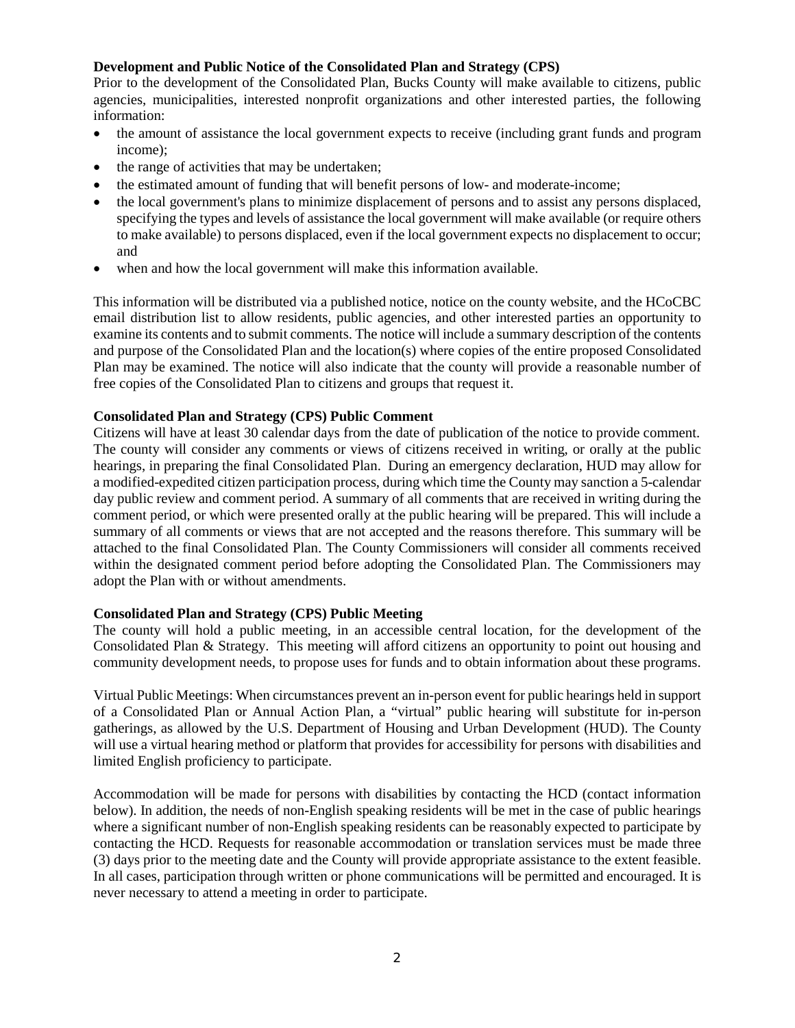**Development and Public Notice of the Consolidated Plan and Strategy (CPS)**

Prior to the development of the Consolidated Plan, Bucks County will make available to citizens, public agencies, municipalities, interested nonprofit organizations and other interested parties, the following information:

- the amount of assistance the local government expects to receive (including grant funds and program income);
- the range of activities that may be undertaken;
- the estimated amount of funding that will benefit persons of low- and moderate-income;
- the local government's plans to minimize displacement of persons and to assist any persons displaced, specifying the types and levels of assistance the local government will make available (or require others to make available) to persons displaced, even if the local government expects no displacement to occur; and
- when and how the local government will make this information available.

This information will be distributed via a published notice, notice on the county website, and the HCoCBC email distribution list to allow residents, public agencies, and other interested parties an opportunity to examine its contents and to submit comments. The notice will include a summary description of the contents and purpose of the Consolidated Plan and the location(s) where copies of the entire proposed Consolidated Plan may be examined. The notice will also indicate that the county will provide a reasonable number of free copies of the Consolidated Plan to citizens and groups that request it.

**Consolidated Plan and Strategy (CPS) Public Comment**

Citizens will have at least 30 calendar days from the date of publication of the notice to provide comment. The county will consider any comments or views of citizens received in writing, or orally at the public hearings, in preparing the final Consolidated Plan. During an emergency declaration, HUD may allow for a modified-expedited citizen participation process, during which time the County may sanction a 5-calendar day public review and comment period. A summary of all comments that are received in writing during the comment period, or which were presented orally at the public hearing will be prepared. This will include a summary of all comments or views that are not accepted and the reasons therefore. This summary will be attached to the final Consolidated Plan. The County Commissioners will consider all comments received within the designated comment period before adopting the Consolidated Plan. The Commissioners may adopt the Plan with or without amendments.

**Consolidated Plan and Strategy (CPS) Public Meeting**

The county will hold a public meeting, in an accessible central location, for the development of the Consolidated Plan & Strategy. This meeting will afford citizens an opportunity to point out housing and community development needs, to propose uses for funds and to obtain information about these programs.

Virtual Public Meetings: When circumstances prevent an in-person event for public hearings held in support of a Consolidated Plan or Annual Action Plan, a "virtual" public hearing will substitute for in-person gatherings, as allowed by the U.S. Department of Housing and Urban Development (HUD). The County will use a virtual hearing method or platform that provides for accessibility for persons with disabilities and limited English proficiency to participate.

Accommodation will be made for persons with disabilities by contacting the HCD (contact information below). In addition, the needs of non-English speaking residents will be met in the case of public hearings where a significant number of non-English speaking residents can be reasonably expected to participate by contacting the HCD. Requests for reasonable accommodation or translation services must be made three (3) days prior to the meeting date and the County will provide appropriate assistance to the extent feasible. In all cases, participation through written or phone communications will be permitted and encouraged. It is never necessary to attend a meeting in order to participate.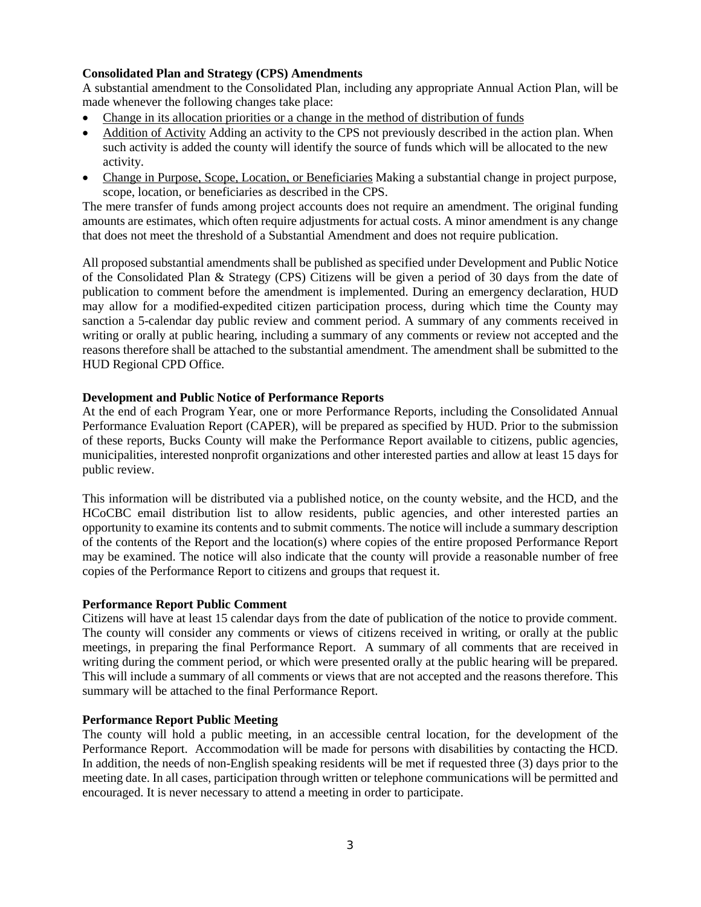**Consolidated Plan and Strategy (CPS) Amendments**

A substantial amendment to the Consolidated Plan, including any appropriate Annual Action Plan, will be made whenever the following changes take place:

- Change in its allocation priorities or a change in the method of distribution of funds
- Addition of Activity Adding an activity to the CPS not previously described in the action plan. When such activity is added the county will identify the source of funds which will be allocated to the new activity.
- Change in Purpose, Scope, Location, or Beneficiaries Making a substantial change in project purpose, scope, location, or beneficiaries as described in the CPS.

The mere transfer of funds among project accounts does not require an amendment. The original funding amounts are estimates, which often require adjustments for actual costs. A minor amendment is any change that does not meet the threshold of a Substantial Amendment and does not require publication.

All proposed substantial amendments shall be published as specified under Development and Public Notice of the Consolidated Plan & Strategy (CPS) Citizens will be given a period of 30 days from the date of publication to comment before the amendment is implemented. During an emergency declaration, HUD may allow for a modified-expedited citizen participation process, during which time the County may sanction a 5-calendar day public review and comment period. A summary of any comments received in writing or orally at public hearing, including a summary of any comments or review not accepted and the reasons therefore shall be attached to the substantial amendment. The amendment shall be submitted to the HUD Regional CPD Office.

**Development and Public Notice of Performance Reports**

At the end of each Program Year, one or more Performance Reports, including the Consolidated Annual Performance Evaluation Report (CAPER), will be prepared as specified by HUD. Prior to the submission of these reports, Bucks County will make the Performance Report available to citizens, public agencies, municipalities, interested nonprofit organizations and other interested parties and allow at least 15 days for public review.

This information will be distributed via a published notice, on the county website, and the HCD, and the HCoCBC email distribution list to allow residents, public agencies, and other interested parties an opportunity to examine its contents and to submit comments. The notice will include a summary description of the contents of the Report and the location(s) where copies of the entire proposed Performance Report may be examined. The notice will also indicate that the county will provide a reasonable number of free copies of the Performance Report to citizens and groups that request it.

**Performance Report Public Comment**

Citizens will have at least 15 calendar days from the date of publication of the notice to provide comment. The county will consider any comments or views of citizens received in writing, or orally at the public meetings, in preparing the final Performance Report. A summary of all comments that are received in writing during the comment period, or which were presented orally at the public hearing will be prepared. This will include a summary of all comments or views that are not accepted and the reasons therefore. This summary will be attached to the final Performance Report.

**Performance Report Public Meeting**

The county will hold a public meeting, in an accessible central location, for the development of the Performance Report. Accommodation will be made for persons with disabilities by contacting the HCD. In addition, the needs of non-English speaking residents will be met if requested three (3) days prior to the meeting date. In all cases, participation through written or telephone communications will be permitted and encouraged. It is never necessary to attend a meeting in order to participate.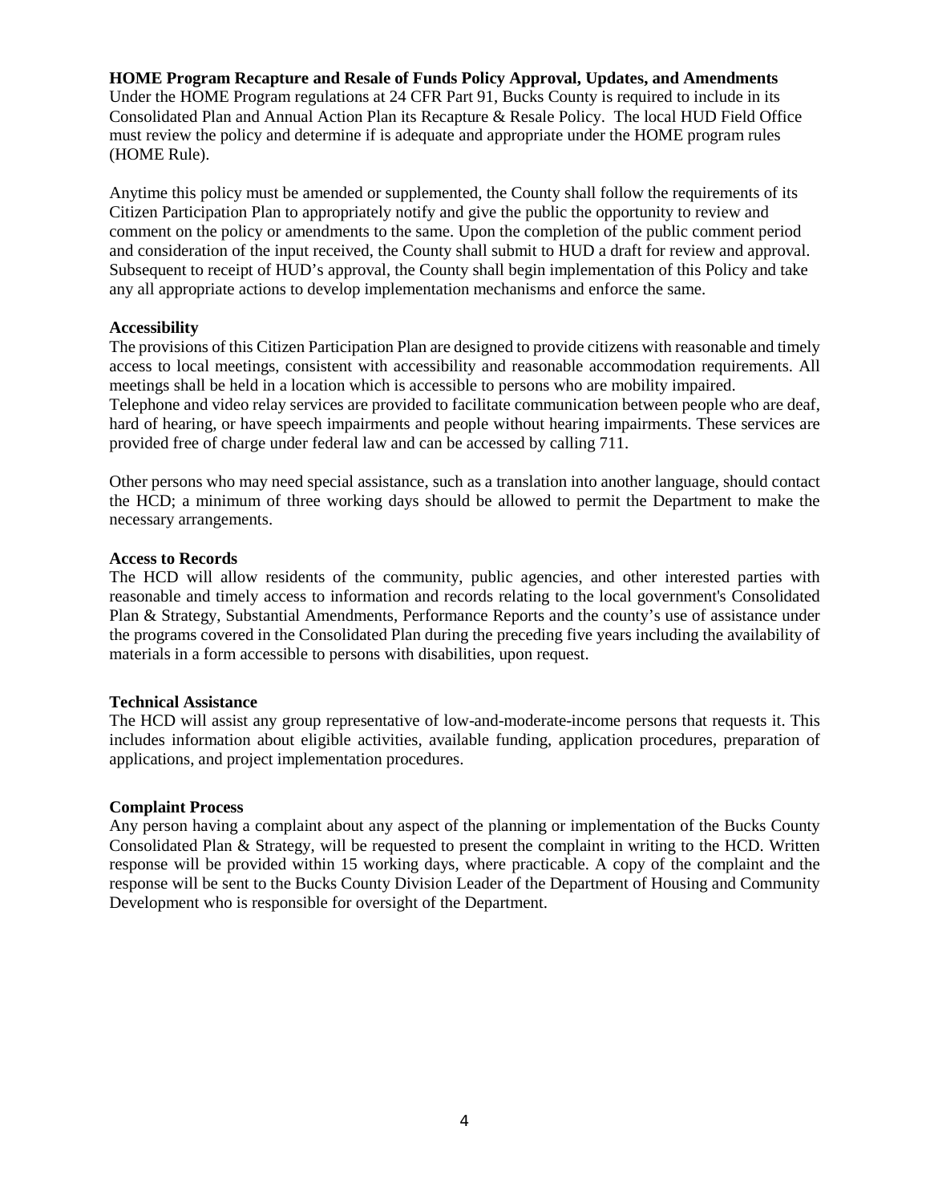**HOME Program Recapture and Resale of Funds Policy Approval, Updates, and Amendments**
Under the HOME Program regulations at 24 CFR Part 91, Bucks County is required to include in its Consolidated Plan and Annual Action Plan its Recapture & Resale Policy. The local HUD Field Office must review the policy and determine if is adequate and appropriate under the HOME program rules (HOME Rule).

Anytime this policy must be amended or supplemented, the County shall follow the requirements of its Citizen Participation Plan to appropriately notify and give the public the opportunity to review and comment on the policy or amendments to the same. Upon the completion of the public comment period and consideration of the input received, the County shall submit to HUD a draft for review and approval. Subsequent to receipt of HUD's approval, the County shall begin implementation of this Policy and take any all appropriate actions to develop implementation mechanisms and enforce the same.

**Accessibility**
The provisions of this Citizen Participation Plan are designed to provide citizens with reasonable and timely access to local meetings, consistent with accessibility and reasonable accommodation requirements. All meetings shall be held in a location which is accessible to persons who are mobility impaired.
Telephone and video relay services are provided to facilitate communication between people who are deaf, hard of hearing, or have speech impairments and people without hearing impairments. These services are provided free of charge under federal law and can be accessed by calling 711.

Other persons who may need special assistance, such as a translation into another language, should contact the HCD; a minimum of three working days should be allowed to permit the Department to make the necessary arrangements.

**Access to Records**
The HCD will allow residents of the community, public agencies, and other interested parties with reasonable and timely access to information and records relating to the local government's Consolidated Plan & Strategy, Substantial Amendments, Performance Reports and the county's use of assistance under the programs covered in the Consolidated Plan during the preceding five years including the availability of materials in a form accessible to persons with disabilities, upon request.

**Technical Assistance**
The HCD will assist any group representative of low-and-moderate-income persons that requests it. This includes information about eligible activities, available funding, application procedures, preparation of applications, and project implementation procedures.

**Complaint Process**
Any person having a complaint about any aspect of the planning or implementation of the Bucks County Consolidated Plan & Strategy, will be requested to present the complaint in writing to the HCD. Written response will be provided within 15 working days, where practicable. A copy of the complaint and the response will be sent to the Bucks County Division Leader of the Department of Housing and Community Development who is responsible for oversight of the Department.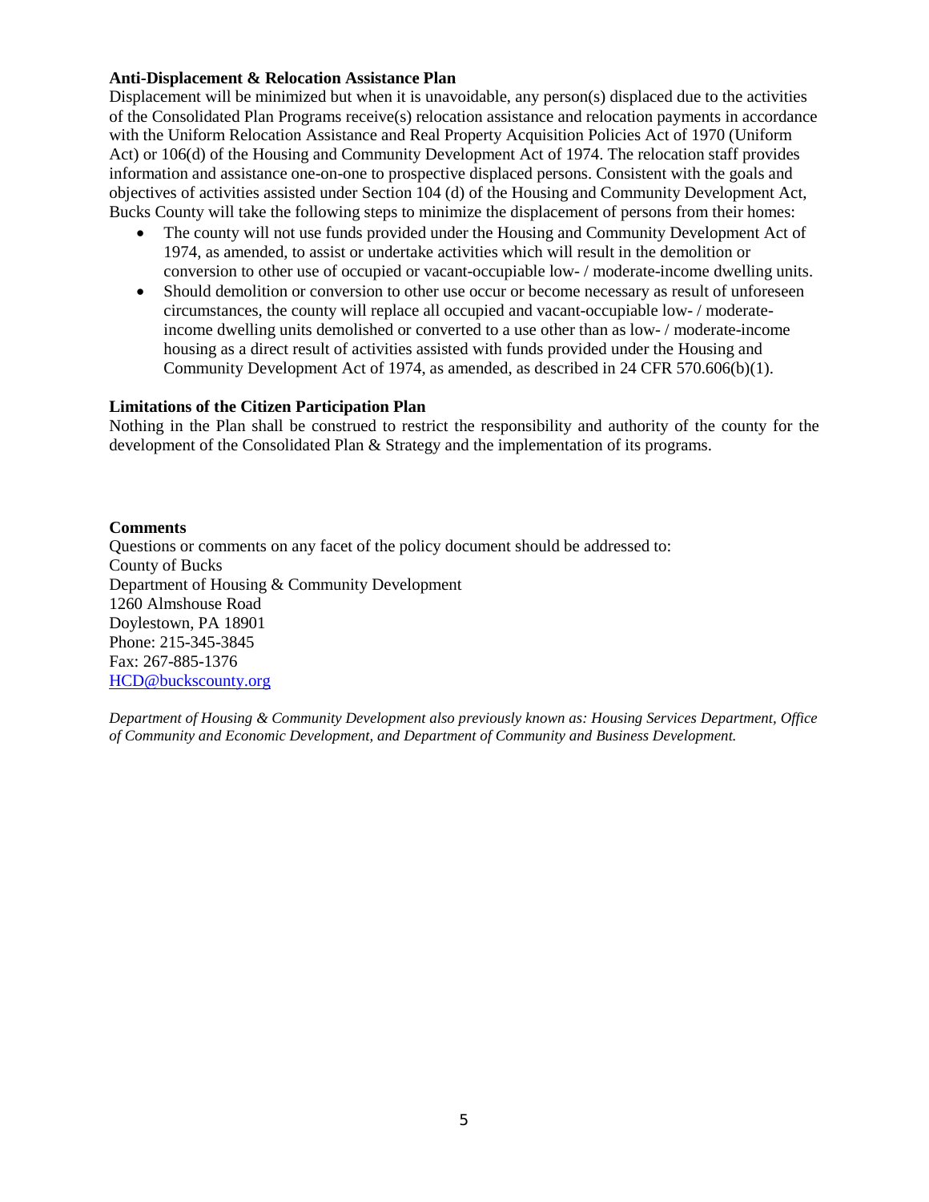**Anti-Displacement & Relocation Assistance Plan**

Displacement will be minimized but when it is unavoidable, any person(s) displaced due to the activities of the Consolidated Plan Programs receive(s) relocation assistance and relocation payments in accordance with the Uniform Relocation Assistance and Real Property Acquisition Policies Act of 1970 (Uniform Act) or 106(d) of the Housing and Community Development Act of 1974. The relocation staff provides information and assistance one-on-one to prospective displaced persons. Consistent with the goals and objectives of activities assisted under Section 104 (d) of the Housing and Community Development Act, Bucks County will take the following steps to minimize the displacement of persons from their homes:

- The county will not use funds provided under the Housing and Community Development Act of 1974, as amended, to assist or undertake activities which will result in the demolition or conversion to other use of occupied or vacant-occupiable low- / moderate-income dwelling units.
- Should demolition or conversion to other use occur or become necessary as result of unforeseen circumstances, the county will replace all occupied and vacant-occupiable low- / moderate-income dwelling units demolished or converted to a use other than as low- / moderate-income housing as a direct result of activities assisted with funds provided under the Housing and Community Development Act of 1974, as amended, as described in 24 CFR 570.606(b)(1).

**Limitations of the Citizen Participation Plan**

Nothing in the Plan shall be construed to restrict the responsibility and authority of the county for the development of the Consolidated Plan & Strategy and the implementation of its programs.

**Comments**

Questions or comments on any facet of the policy document should be addressed to:
County of Bucks
Department of Housing & Community Development
1260 Almshouse Road
Doylestown, PA 18901
Phone: 215-345-3845
Fax: 267-885-1376
HCD@buckscounty.org

*Department of Housing & Community Development also previously known as: Housing Services Department, Office of Community and Economic Development, and Department of Community and Business Development.*